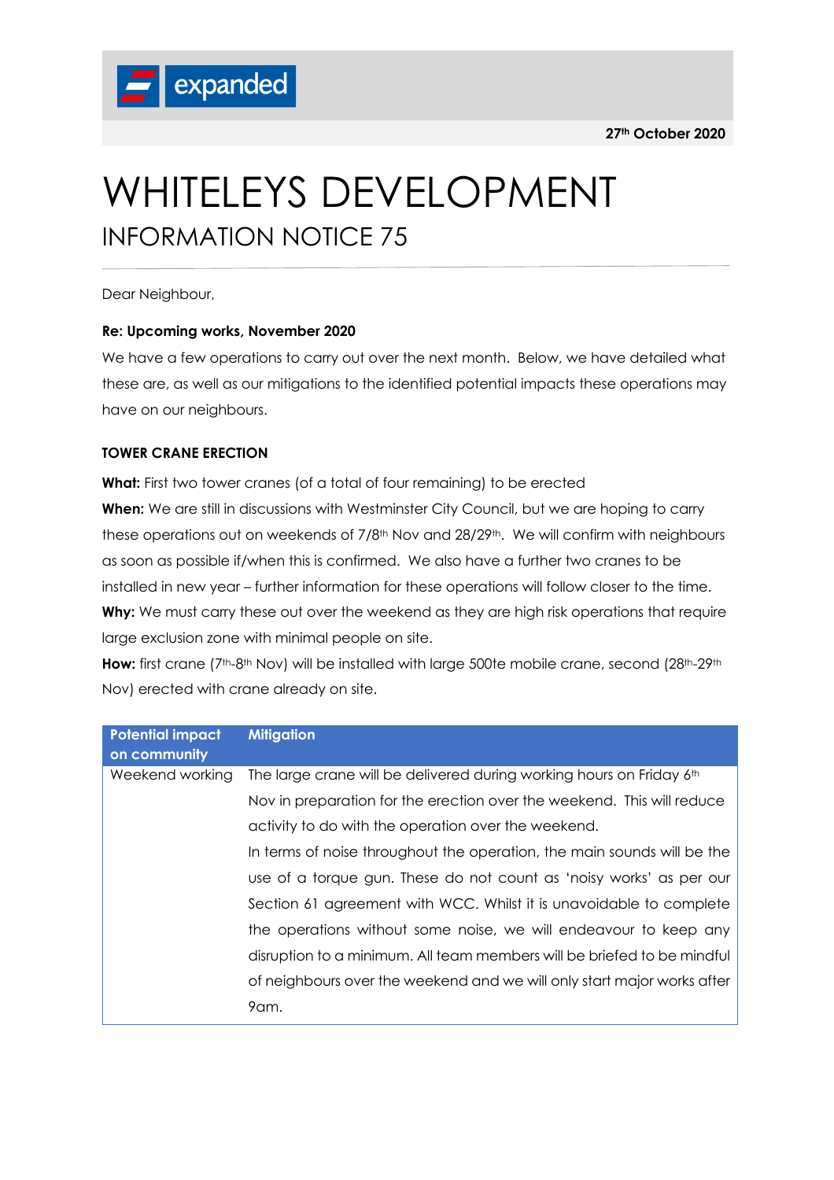expanded

**27th October 2020**

# WHITELEYS DEVELOPMENT

## INFORMATION NOTICE 75

Dear Neighbour,

**Re: Upcoming works, November 2020**

We have a few operations to carry out over the next month. Below, we have detailed what these are, as well as our mitigations to the identified potential impacts these operations may have on our neighbours.

**TOWER CRANE ERECTION**

**What:** First two tower cranes (of a total of four remaining) to be erected

**When:** We are still in discussions with Westminster City Council, but we are hoping to carry these operations out on weekends of 7/8th Nov and 28/29th. We will confirm with neighbours as soon as possible if/when this is confirmed. We also have a further two cranes to be installed in new year – further information for these operations will follow closer to the time.

**Why:** We must carry these out over the weekend as they are high risk operations that require large exclusion zone with minimal people on site.

**How:** first crane (7th-8th Nov) will be installed with large 500te mobile crane, second (28th-29th Nov) erected with crane already on site.

| Potential impact on community | Mitigation |
|---|---|
| Weekend working | The large crane will be delivered during working hours on Friday 6th Nov in preparation for the erection over the weekend. This will reduce activity to do with the operation over the weekend. In terms of noise throughout the operation, the main sounds will be the use of a torque gun. These do not count as 'noisy works' as per our Section 61 agreement with WCC. Whilst it is unavoidable to complete the operations without some noise, we will endeavour to keep any disruption to a minimum. All team members will be briefed to be mindful of neighbours over the weekend and we will only start major works after 9am. |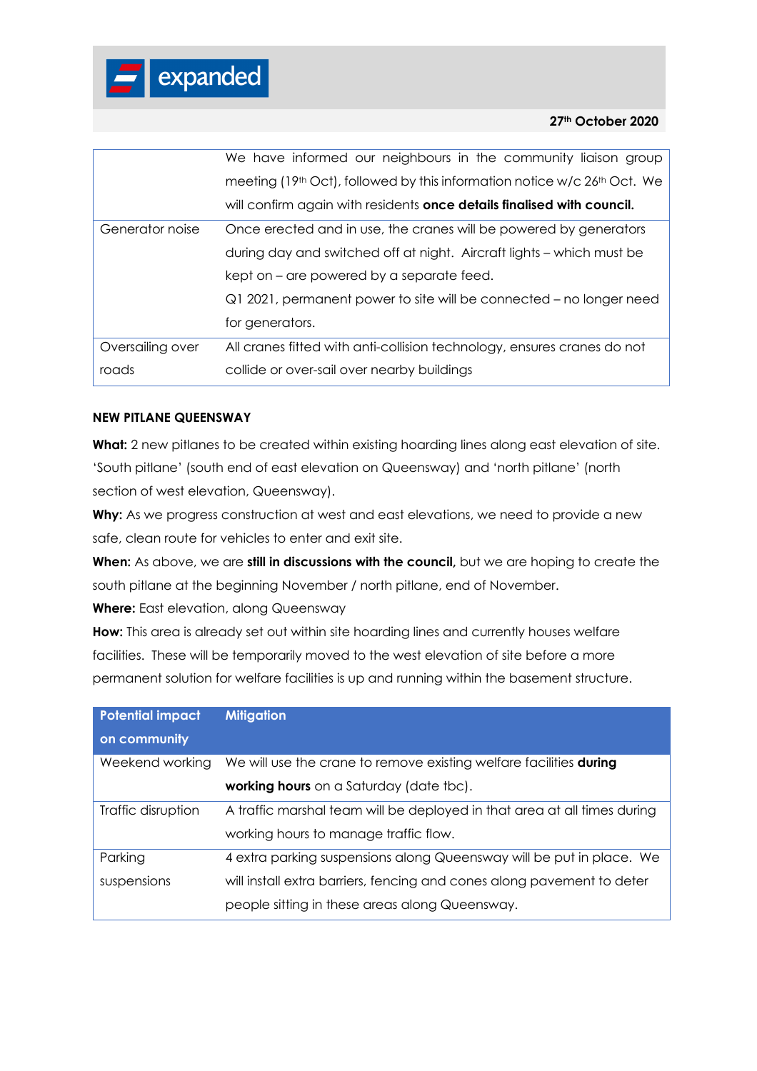| | |
|---|---|
| | We have informed our neighbours in the community liaison group meeting (19th Oct), followed by this information notice w/c 26th Oct. We will confirm again with residents **once details finalised with council.** |
| Generator noise | Once erected and in use, the cranes will be powered by generators during day and switched off at night. Aircraft lights – which must be kept on – are powered by a separate feed. Q1 2021, permanent power to site will be connected – no longer need for generators. |
| Oversailing over roads | All cranes fitted with anti-collision technology, ensures cranes do not collide or over-sail over nearby buildings |

**NEW PITLANE QUEENSWAY**

**What:** 2 new pitlanes to be created within existing hoarding lines along east elevation of site. 'South pitlane' (south end of east elevation on Queensway) and 'north pitlane' (north section of west elevation, Queensway).

**Why:** As we progress construction at west and east elevations, we need to provide a new safe, clean route for vehicles to enter and exit site.

**When:** As above, we are **still in discussions with the council,** but we are hoping to create the south pitlane at the beginning November / north pitlane, end of November.

**Where:** East elevation, along Queensway

**How:** This area is already set out within site hoarding lines and currently houses welfare facilities. These will be temporarily moved to the west elevation of site before a more permanent solution for welfare facilities is up and running within the basement structure.

| Potential impact on community | Mitigation |
|---|---|
| Weekend working | We will use the crane to remove existing welfare facilities **during working hours** on a Saturday (date tbc). |
| Traffic disruption | A traffic marshal team will be deployed in that area at all times during working hours to manage traffic flow. |
| Parking suspensions | 4 extra parking suspensions along Queensway will be put in place. We will install extra barriers, fencing and cones along pavement to deter people sitting in these areas along Queensway. |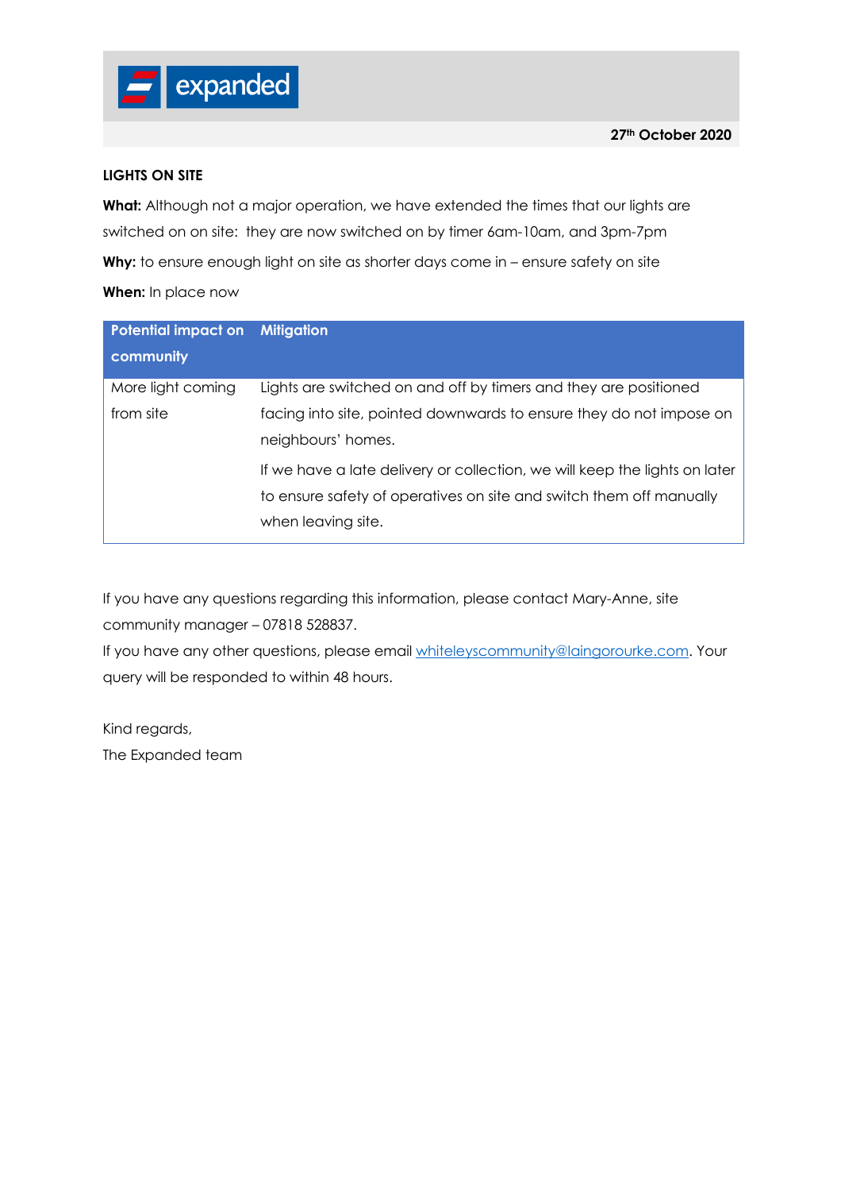expanded

**27th October 2020**

**LIGHTS ON SITE**

**What:** Although not a major operation, we have extended the times that our lights are switched on on site: they are now switched on by timer 6am-10am, and 3pm-7pm

**Why:** to ensure enough light on site as shorter days come in – ensure safety on site

**When:** In place now

| Potential impact on community | Mitigation |
|---|---|
| More light coming from site | Lights are switched on and off by timers and they are positioned facing into site, pointed downwards to ensure they do not impose on neighbours' homes.<br><br>If we have a late delivery or collection, we will keep the lights on later to ensure safety of operatives on site and switch them off manually when leaving site. |

If you have any questions regarding this information, please contact Mary-Anne, site community manager – 07818 528837.
If you have any other questions, please email whiteleyscommunity@laingorourke.com. Your query will be responded to within 48 hours.

Kind regards,
The Expanded team